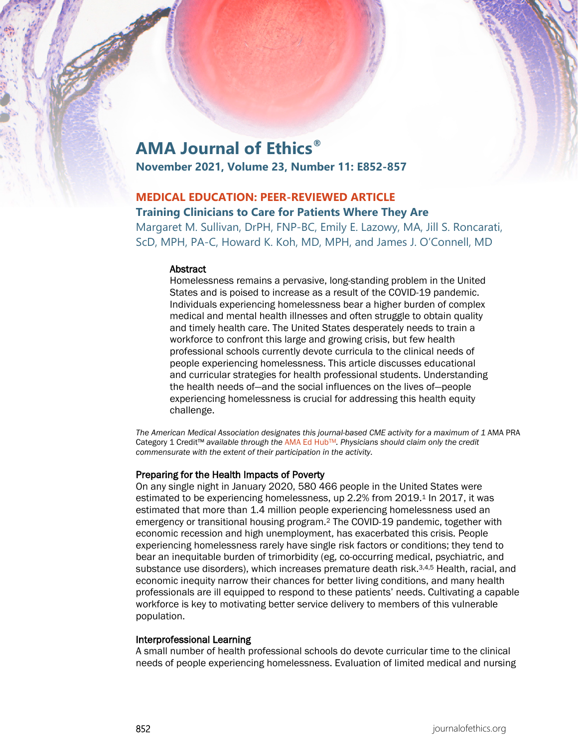# AMA Journal of Ethics®

**November 2021, Volume 23, Number 11: E852-857**

## MEDICAL EDUCATION: PEER-REVIEWED ARTICLE

## Training Clinicians to Care for Patients Where They Are

Margaret M. Sullivan, DrPH, FNP-BC, Emily E. Lazowy, MA, Jill S. Roncarati, ScD, MPH, PA-C, Howard K. Koh, MD, MPH, and James J. O'Connell, MD

### Abstract

Homelessness remains a pervasive, long-standing problem in the United States and is poised to increase as a result of the COVID-19 pandemic. Individuals experiencing homelessness bear a higher burden of complex medical and mental health illnesses and often struggle to obtain quality and timely health care. The United States desperately needs to train a workforce to confront this large and growing crisis, but few health professional schools currently devote curricula to the clinical needs of people experiencing homelessness. This article discusses educational and curricular strategies for health professional students. Understanding the health needs of—and the social influences on the lives of—people experiencing homelessness is crucial for addressing this health equity challenge.

*The American Medical Association designates this journal-based CME activity for a maximum of 1* AMA PRA Category 1 Credit™ *available through the* AMA Ed Hub™*. Physicians should claim only the credit commensurate with the extent of their participation in the activity.*

### Preparing for the Health Impacts of Poverty

On any single night in January 2020, 580 466 people in the United States were estimated to be experiencing homelessness, up 2.2% from 2019.[1] In 2017, it was estimated that more than 1.4 million people experiencing homelessness used an emergency or transitional housing program.[2] The COVID-19 pandemic, together with economic recession and high unemployment, has exacerbated this crisis. People experiencing homelessness rarely have single risk factors or conditions; they tend to bear an inequitable burden of trimorbidity (eg, co-occurring medical, psychiatric, and substance use disorders), which increases premature death risk.[3,4,5] Health, racial, and economic inequity narrow their chances for better living conditions, and many health professionals are ill equipped to respond to these patients' needs. Cultivating a capable workforce is key to motivating better service delivery to members of this vulnerable population.

### Interprofessional Learning

A small number of health professional schools do devote curricular time to the clinical needs of people experiencing homelessness. Evaluation of limited medical and nursing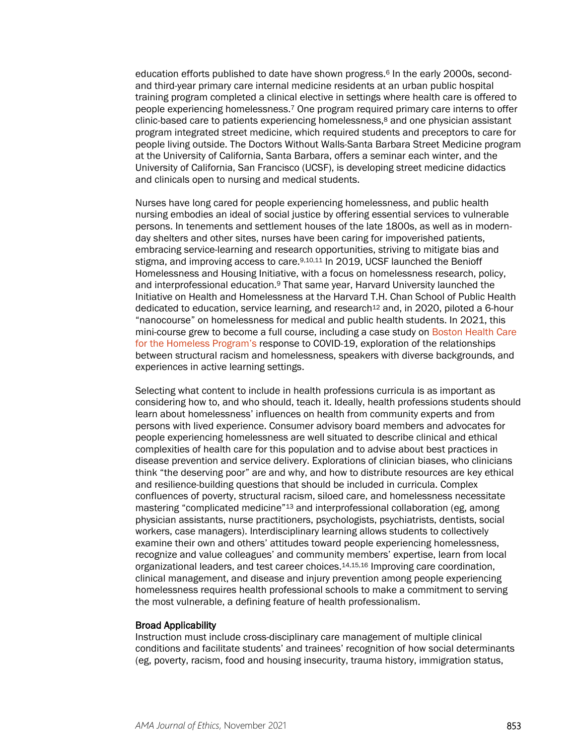education efforts published to date have shown progress.[6] In the early 2000s, second- and third-year primary care internal medicine residents at an urban public hospital training program completed a clinical elective in settings where health care is offered to people experiencing homelessness.[7] One program required primary care interns to offer clinic-based care to patients experiencing homelessness,[8] and one physician assistant program integrated street medicine, which required students and preceptors to care for people living outside. The Doctors Without Walls-Santa Barbara Street Medicine program at the University of California, Santa Barbara, offers a seminar each winter, and the University of California, San Francisco (UCSF), is developing street medicine didactics and clinicals open to nursing and medical students.

Nurses have long cared for people experiencing homelessness, and public health nursing embodies an ideal of social justice by offering essential services to vulnerable persons. In tenements and settlement houses of the late 1800s, as well as in modern-day shelters and other sites, nurses have been caring for impoverished patients, embracing service-learning and research opportunities, striving to mitigate bias and stigma, and improving access to care.[9,10,11] In 2019, UCSF launched the Benioff Homelessness and Housing Initiative, with a focus on homelessness research, policy, and interprofessional education.[9] That same year, Harvard University launched the Initiative on Health and Homelessness at the Harvard T.H. Chan School of Public Health dedicated to education, service learning, and research[12] and, in 2020, piloted a 6-hour "nanocourse" on homelessness for medical and public health students. In 2021, this mini-course grew to become a full course, including a case study on Boston Health Care for the Homeless Program's response to COVID-19, exploration of the relationships between structural racism and homelessness, speakers with diverse backgrounds, and experiences in active learning settings.

Selecting what content to include in health professions curricula is as important as considering how to, and who should, teach it. Ideally, health professions students should learn about homelessness' influences on health from community experts and from persons with lived experience. Consumer advisory board members and advocates for people experiencing homelessness are well situated to describe clinical and ethical complexities of health care for this population and to advise about best practices in disease prevention and service delivery. Explorations of clinician biases, who clinicians think "the deserving poor" are and why, and how to distribute resources are key ethical and resilience-building questions that should be included in curricula. Complex confluences of poverty, structural racism, siloed care, and homelessness necessitate mastering "complicated medicine"[13] and interprofessional collaboration (eg, among physician assistants, nurse practitioners, psychologists, psychiatrists, dentists, social workers, case managers). Interdisciplinary learning allows students to collectively examine their own and others' attitudes toward people experiencing homelessness, recognize and value colleagues' and community members' expertise, learn from local organizational leaders, and test career choices.[14,15,16] Improving care coordination, clinical management, and disease and injury prevention among people experiencing homelessness requires health professional schools to make a commitment to serving the most vulnerable, a defining feature of health professionalism.

### Broad Applicability

Instruction must include cross-disciplinary care management of multiple clinical conditions and facilitate students' and trainees' recognition of how social determinants (eg, poverty, racism, food and housing insecurity, trauma history, immigration status,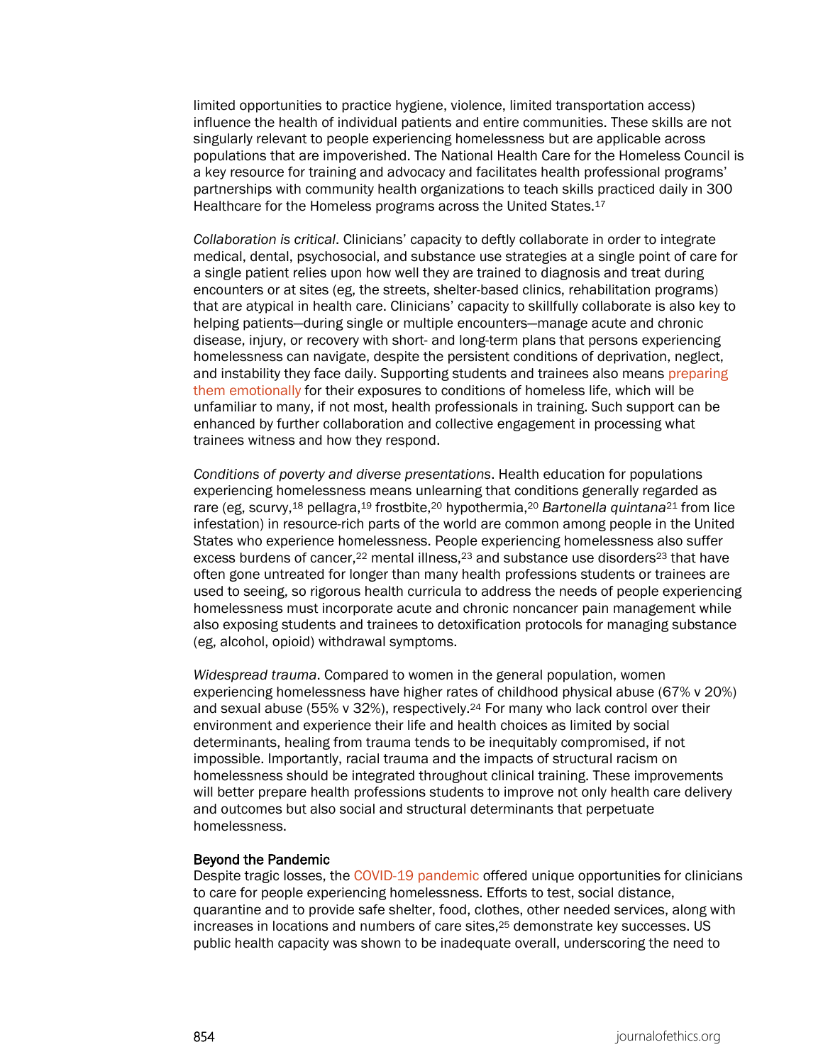limited opportunities to practice hygiene, violence, limited transportation access) influence the health of individual patients and entire communities. These skills are not singularly relevant to people experiencing homelessness but are applicable across populations that are impoverished. The National Health Care for the Homeless Council is a key resource for training and advocacy and facilitates health professional programs' partnerships with community health organizations to teach skills practiced daily in 300 Healthcare for the Homeless programs across the United States.[17]

*Collaboration is critical*. Clinicians' capacity to deftly collaborate in order to integrate medical, dental, psychosocial, and substance use strategies at a single point of care for a single patient relies upon how well they are trained to diagnosis and treat during encounters or at sites (eg, the streets, shelter-based clinics, rehabilitation programs) that are atypical in health care. Clinicians' capacity to skillfully collaborate is also key to helping patients—during single or multiple encounters—manage acute and chronic disease, injury, or recovery with short- and long-term plans that persons experiencing homelessness can navigate, despite the persistent conditions of deprivation, neglect, and instability they face daily. Supporting students and trainees also means preparing them emotionally for their exposures to conditions of homeless life, which will be unfamiliar to many, if not most, health professionals in training. Such support can be enhanced by further collaboration and collective engagement in processing what trainees witness and how they respond.

*Conditions of poverty and diverse presentations*. Health education for populations experiencing homelessness means unlearning that conditions generally regarded as rare (eg, scurvy,[18] pellagra,[19] frostbite,[20] hypothermia,[20] *Bartonella quintana*[21] from lice infestation) in resource-rich parts of the world are common among people in the United States who experience homelessness. People experiencing homelessness also suffer excess burdens of cancer,[22] mental illness,[23] and substance use disorders[23] that have often gone untreated for longer than many health professions students or trainees are used to seeing, so rigorous health curricula to address the needs of people experiencing homelessness must incorporate acute and chronic noncancer pain management while also exposing students and trainees to detoxification protocols for managing substance (eg, alcohol, opioid) withdrawal symptoms.

*Widespread trauma*. Compared to women in the general population, women experiencing homelessness have higher rates of childhood physical abuse (67% v 20%) and sexual abuse (55% v 32%), respectively.[24] For many who lack control over their environment and experience their life and health choices as limited by social determinants, healing from trauma tends to be inequitably compromised, if not impossible. Importantly, racial trauma and the impacts of structural racism on homelessness should be integrated throughout clinical training. These improvements will better prepare health professions students to improve not only health care delivery and outcomes but also social and structural determinants that perpetuate homelessness.

## Beyond the Pandemic

Despite tragic losses, the COVID-19 pandemic offered unique opportunities for clinicians to care for people experiencing homelessness. Efforts to test, social distance, quarantine and to provide safe shelter, food, clothes, other needed services, along with increases in locations and numbers of care sites,[25] demonstrate key successes. US public health capacity was shown to be inadequate overall, underscoring the need to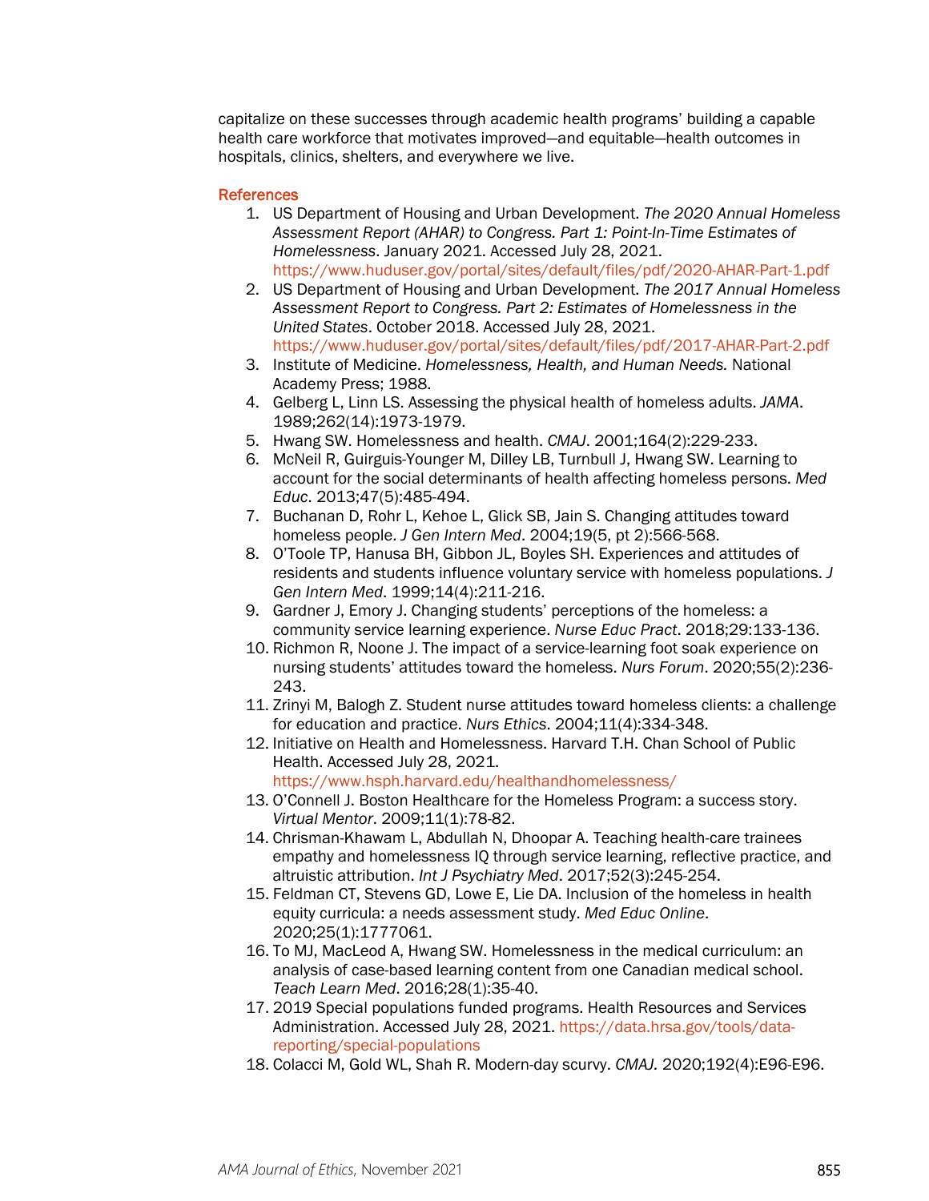capitalize on these successes through academic health programs' building a capable health care workforce that motivates improved—and equitable—health outcomes in hospitals, clinics, shelters, and everywhere we live.

## References

1. US Department of Housing and Urban Development. *The 2020 Annual Homeless Assessment Report (AHAR) to Congress. Part 1: Point-In-Time Estimates of Homelessness*. January 2021. Accessed July 28, 2021. https://www.huduser.gov/portal/sites/default/files/pdf/2020-AHAR-Part-1.pdf
2. US Department of Housing and Urban Development. *The 2017 Annual Homeless Assessment Report to Congress. Part 2: Estimates of Homelessness in the United States*. October 2018. Accessed July 28, 2021. https://www.huduser.gov/portal/sites/default/files/pdf/2017-AHAR-Part-2.pdf
3. Institute of Medicine. *Homelessness, Health, and Human Needs.* National Academy Press; 1988.
4. Gelberg L, Linn LS. Assessing the physical health of homeless adults. *JAMA*. 1989;262(14):1973-1979.
5. Hwang SW. Homelessness and health. *CMAJ*. 2001;164(2):229-233.
6. McNeil R, Guirguis-Younger M, Dilley LB, Turnbull J, Hwang SW. Learning to account for the social determinants of health affecting homeless persons. *Med Educ*. 2013;47(5):485-494.
7. Buchanan D, Rohr L, Kehoe L, Glick SB, Jain S. Changing attitudes toward homeless people. *J Gen Intern Med*. 2004;19(5, pt 2):566-568.
8. O'Toole TP, Hanusa BH, Gibbon JL, Boyles SH. Experiences and attitudes of residents and students influence voluntary service with homeless populations. *J Gen Intern Med*. 1999;14(4):211-216.
9. Gardner J, Emory J. Changing students' perceptions of the homeless: a community service learning experience. *Nurse Educ Pract*. 2018;29:133-136.
10. Richmon R, Noone J. The impact of a service-learning foot soak experience on nursing students' attitudes toward the homeless. *Nurs Forum*. 2020;55(2):236-243.
11. Zrinyi M, Balogh Z. Student nurse attitudes toward homeless clients: a challenge for education and practice. *Nurs Ethics*. 2004;11(4):334-348.
12. Initiative on Health and Homelessness. Harvard T.H. Chan School of Public Health. Accessed July 28, 2021. https://www.hsph.harvard.edu/healthandhomelessness/
13. O'Connell J. Boston Healthcare for the Homeless Program: a success story. *Virtual Mentor*. 2009;11(1):78-82.
14. Chrisman-Khawam L, Abdullah N, Dhoopar A. Teaching health-care trainees empathy and homelessness IQ through service learning, reflective practice, and altruistic attribution. *Int J Psychiatry Med*. 2017;52(3):245-254.
15. Feldman CT, Stevens GD, Lowe E, Lie DA. Inclusion of the homeless in health equity curricula: a needs assessment study. *Med Educ Online*. 2020;25(1):1777061.
16. To MJ, MacLeod A, Hwang SW. Homelessness in the medical curriculum: an analysis of case-based learning content from one Canadian medical school. *Teach Learn Med*. 2016;28(1):35-40.
17. 2019 Special populations funded programs. Health Resources and Services Administration. Accessed July 28, 2021. https://data.hrsa.gov/tools/data-reporting/special-populations
18. Colacci M, Gold WL, Shah R. Modern-day scurvy. *CMAJ.* 2020;192(4):E96-E96.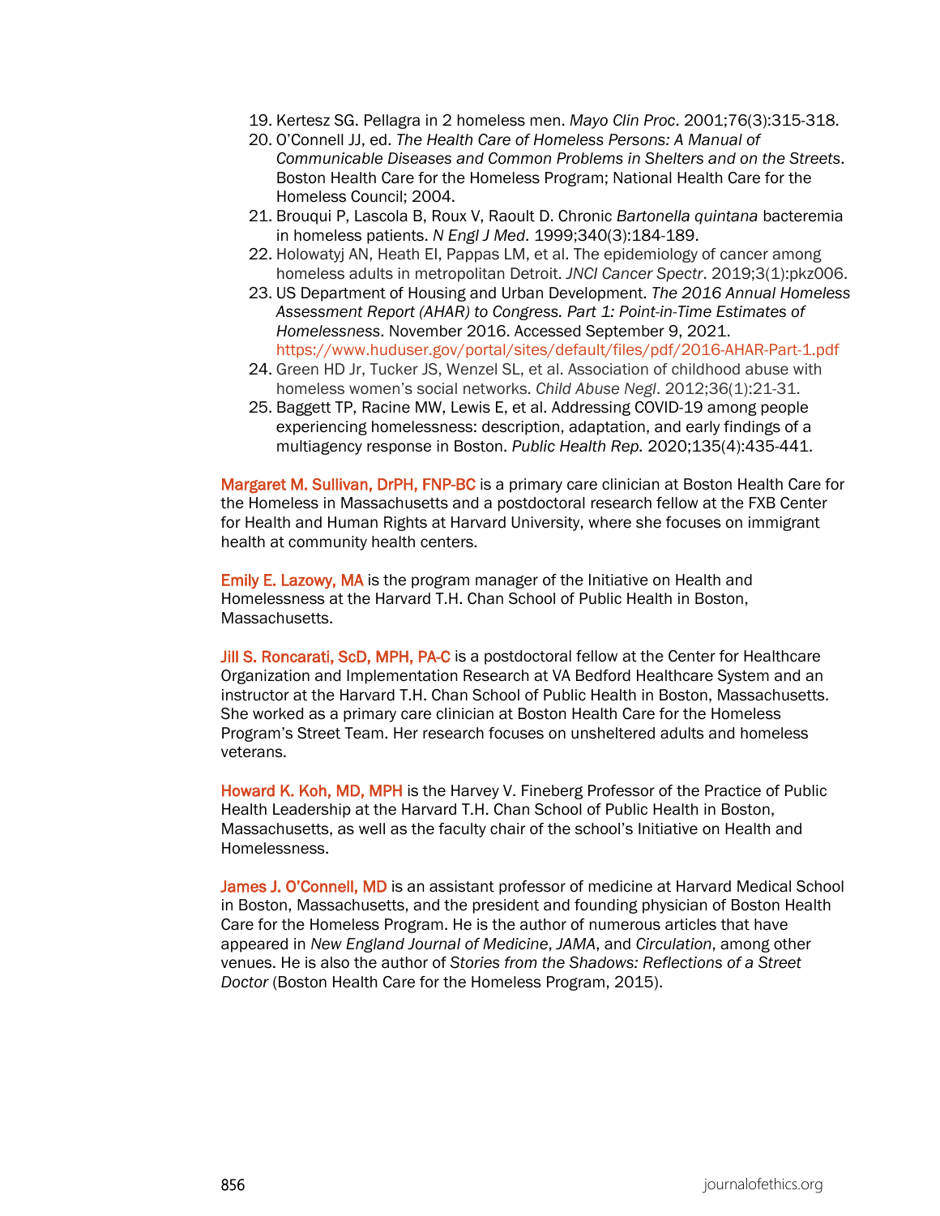19. Kertesz SG. Pellagra in 2 homeless men. *Mayo Clin Proc*. 2001;76(3):315-318.
20. O'Connell JJ, ed. *The Health Care of Homeless Persons: A Manual of Communicable Diseases and Common Problems in Shelters and on the Streets*. Boston Health Care for the Homeless Program; National Health Care for the Homeless Council; 2004.
21. Brouqui P, Lascola B, Roux V, Raoult D. Chronic *Bartonella quintana* bacteremia in homeless patients. *N Engl J Med*. 1999;340(3):184-189.
22. Holowatyj AN, Heath EI, Pappas LM, et al. The epidemiology of cancer among homeless adults in metropolitan Detroit. *JNCI Cancer Spectr*. 2019;3(1):pkz006.
23. US Department of Housing and Urban Development. *The 2016 Annual Homeless Assessment Report (AHAR) to Congress. Part 1: Point-in-Time Estimates of Homelessness*. November 2016. Accessed September 9, 2021. https://www.huduser.gov/portal/sites/default/files/pdf/2016-AHAR-Part-1.pdf
24. Green HD Jr, Tucker JS, Wenzel SL, et al. Association of childhood abuse with homeless women's social networks. *Child Abuse Negl*. 2012;36(1):21-31.
25. Baggett TP, Racine MW, Lewis E, et al. Addressing COVID-19 among people experiencing homelessness: description, adaptation, and early findings of a multiagency response in Boston. *Public Health Rep.* 2020;135(4):435-441.

**Margaret M. Sullivan, DrPH, FNP-BC** is a primary care clinician at Boston Health Care for the Homeless in Massachusetts and a postdoctoral research fellow at the FXB Center for Health and Human Rights at Harvard University, where she focuses on immigrant health at community health centers.

**Emily E. Lazowy, MA** is the program manager of the Initiative on Health and Homelessness at the Harvard T.H. Chan School of Public Health in Boston, Massachusetts.

**Jill S. Roncarati, ScD, MPH, PA-C** is a postdoctoral fellow at the Center for Healthcare Organization and Implementation Research at VA Bedford Healthcare System and an instructor at the Harvard T.H. Chan School of Public Health in Boston, Massachusetts. She worked as a primary care clinician at Boston Health Care for the Homeless Program's Street Team. Her research focuses on unsheltered adults and homeless veterans.

**Howard K. Koh, MD, MPH** is the Harvey V. Fineberg Professor of the Practice of Public Health Leadership at the Harvard T.H. Chan School of Public Health in Boston, Massachusetts, as well as the faculty chair of the school's Initiative on Health and Homelessness.

**James J. O'Connell, MD** is an assistant professor of medicine at Harvard Medical School in Boston, Massachusetts, and the president and founding physician of Boston Health Care for the Homeless Program. He is the author of numerous articles that have appeared in *New England Journal of Medicine*, *JAMA*, and *Circulation*, among other venues. He is also the author of *Stories from the Shadows: Reflections of a Street Doctor* (Boston Health Care for the Homeless Program, 2015).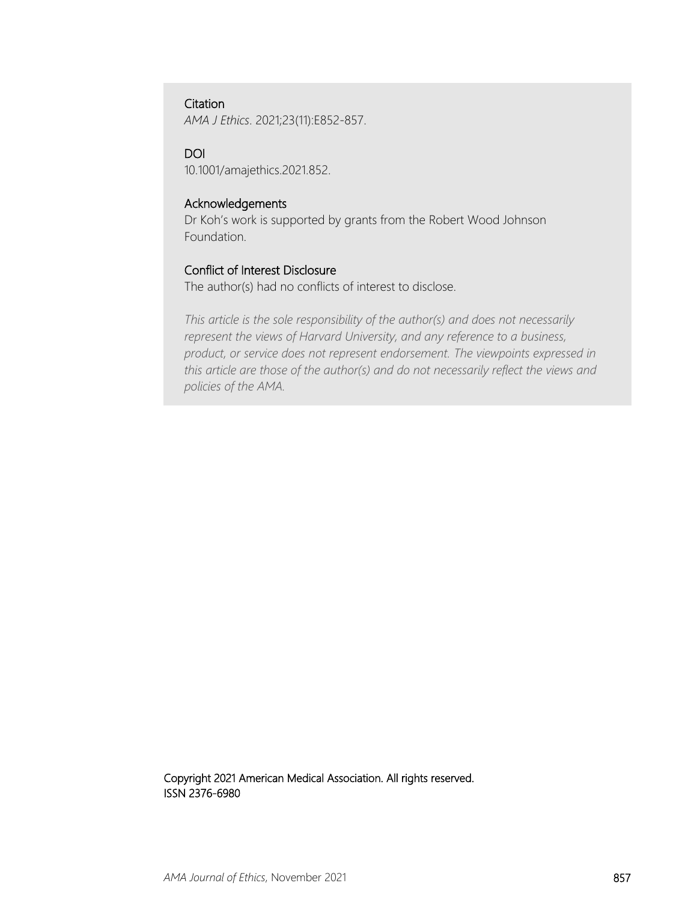#### Citation

*AMA J Ethics*. 2021;23(11):E852-857.

#### DOI

10.1001/amajethics.2021.852.

#### Acknowledgements

Dr Koh's work is supported by grants from the Robert Wood Johnson Foundation.

#### Conflict of Interest Disclosure

The author(s) had no conflicts of interest to disclose.

*This article is the sole responsibility of the author(s) and does not necessarily represent the views of Harvard University, and any reference to a business, product, or service does not represent endorsement. The viewpoints expressed in this article are those of the author(s) and do not necessarily reflect the views and policies of the AMA.*

Copyright 2021 American Medical Association. All rights reserved.
ISSN 2376-6980